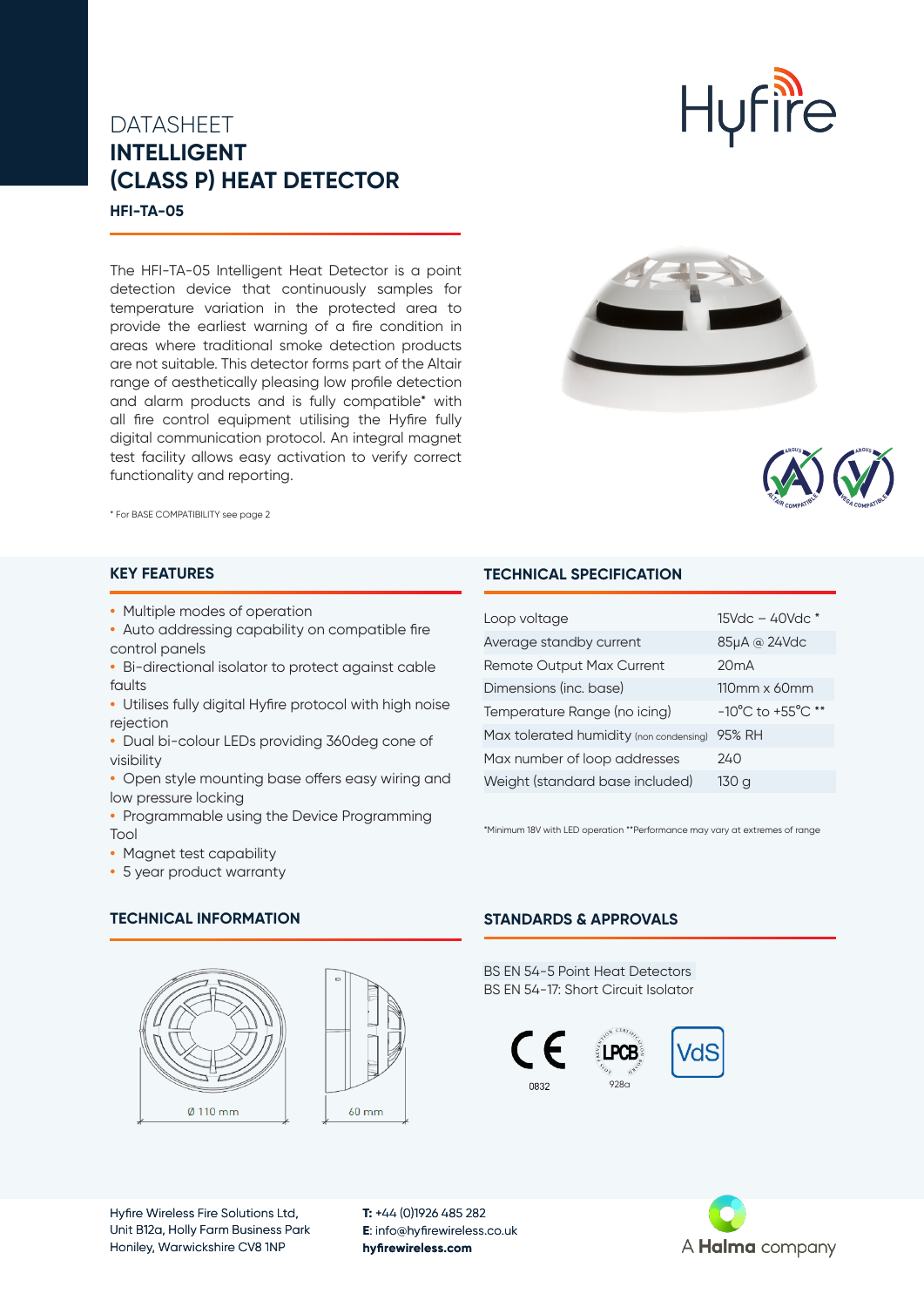DATASHEET

# INTELLIGENT (CLASS P) HEAT DETECTOR

**HFI-TA-05**

The HFI-TA-05 Intelligent Heat Detector is a point detection device that continuously samples for temperature variation in the protected area to provide the earliest warning of a fire condition in areas where traditional smoke detection products are not suitable. This detector forms part of the Altair range of aesthetically pleasing low profile detection and alarm products and is fully compatible* with all fire control equipment utilising the Hyfire fully digital communication protocol. An integral magnet test facility allows easy activation to verify correct functionality and reporting.

\* For BASE COMPATIBILITY see page 2

## KEY FEATURES

- Multiple modes of operation
- Auto addressing capability on compatible fire control panels
- Bi-directional isolator to protect against cable faults
- Utilises fully digital Hyfire protocol with high noise rejection
- Dual bi-colour LEDs providing 360deg cone of visibility
- Open style mounting base offers easy wiring and low pressure locking
- Programmable using the Device Programming Tool
- Magnet test capability
- 5 year product warranty

## TECHNICAL SPECIFICATION

| | |
|---|---|
| Loop voltage | 15Vdc – 40Vdc * |
| Average standby current | 85µA @ 24Vdc |
| Remote Output Max Current | 20mA |
| Dimensions (inc. base) | 110mm x 60mm |
| Temperature Range (no icing) | -10°C to +55°C ** |
| Max tolerated humidity (non condensing) | 95% RH |
| Max number of loop addresses | 240 |
| Weight (standard base included) | 130 g |

*Minimum 18V with LED operation **Performance may vary at extremes of range

## TECHNICAL INFORMATION

Ø 110 mm

60 mm

## STANDARDS & APPROVALS

BS EN 54-5 Point Heat Detectors
BS EN 54-17: Short Circuit Isolator

0832

928a

Hyfire Wireless Fire Solutions Ltd,
Unit B12a, Holly Farm Business Park
Honiley, Warwickshire CV8 1NP

**T:** +44 (0)1926 485 282
**E**: info@hyfirewireless.co.uk
**hyfirewireless.com**

A **Halma** company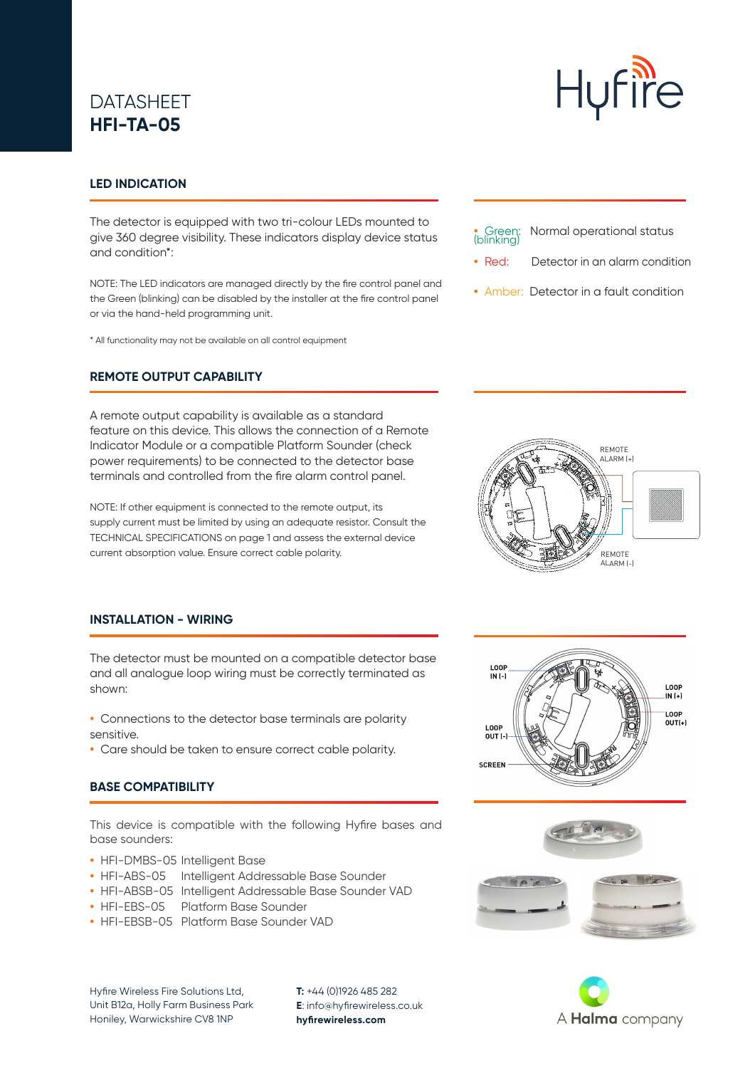DATASHEET
**HFI-TA-05**

## LED INDICATION

The detector is equipped with two tri-colour LEDs mounted to give 360 degree visibility. These indicators display device status and condition*:

NOTE: The LED indicators are managed directly by the fire control panel and the Green (blinking) can be disabled by the installer at the fire control panel or via the hand-held programming unit.

* All functionality may not be available on all control equipment

- Green: (blinking) Normal operational status
- Red: Detector in an alarm condition
- Amber: Detector in a fault condition

## REMOTE OUTPUT CAPABILITY

A remote output capability is available as a standard feature on this device. This allows the connection of a Remote Indicator Module or a compatible Platform Sounder (check power requirements) to be connected to the detector base terminals and controlled from the fire alarm control panel.

NOTE: If other equipment is connected to the remote output, its supply current must be limited by using an adequate resistor. Consult the TECHNICAL SPECIFICATIONS on page 1 and assess the external device current absorption value. Ensure correct cable polarity.

REMOTE ALARM (+)

REMOTE ALARM (-)

## INSTALLATION - WIRING

The detector must be mounted on a compatible detector base and all analogue loop wiring must be correctly terminated as shown:

- Connections to the detector base terminals are polarity sensitive.
- Care should be taken to ensure correct cable polarity.

LOOP IN (-)

LOOP IN (+)

LOOP OUT(+)

LOOP OUT (-)

SCREEN

## BASE COMPATIBILITY

This device is compatible with the following Hyfire bases and base sounders:

- HFI-DMBS-05 Intelligent Base
- HFI-ABS-05 Intelligent Addressable Base Sounder
- HFI-ABSB-05 Intelligent Addressable Base Sounder VAD
- HFI-EBS-05 Platform Base Sounder
- HFI-EBSB-05 Platform Base Sounder VAD

Hyfire Wireless Fire Solutions Ltd,
Unit B12a, Holly Farm Business Park
Honiley, Warwickshire CV8 1NP

**T:** +44 (0)1926 485 282
**E**: info@hyfirewireless.co.uk
**hyfirewireless.com**

A **Halma** company